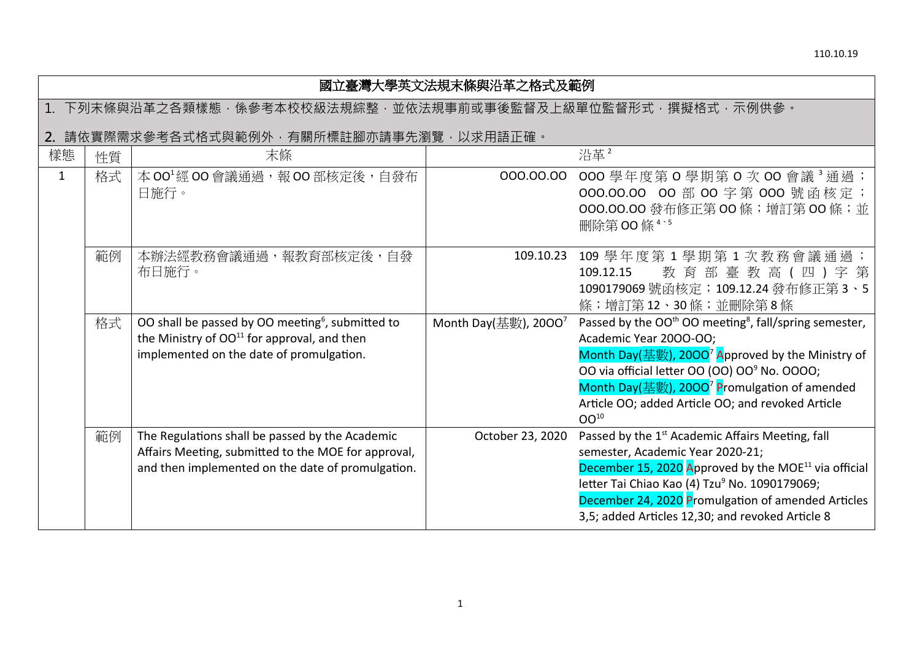# 國立臺灣大學英文法規末條與沿革之格式及範例

1. 下列末條與沿革之各類樣態，係參考本校校級法規綜整，並依法規事前或事後監督及上級單位監督形式，撰擬格式，示例供參。

2. 請依實際需求參考各式格式與範例外，有關所標註腳亦請事先瀏覽，以求用語正確。

| 樣態 | 性質 | 末條 | 沿革[2] | |
|---|---|---|---|---|
| 1 | 格式 | 本OO[1]經OO會議通過，報OO部核定後，自發布日施行。 | OOO.OO.OO | OOO學年度第O學期第O次OO會議[3]通過；OOO.OO.OO OO部OO字第OOO號函核定；OOO.OO.OO發布修正第OO條；增訂第OO條；並刪除第OO條[4、5] |
| | 範例 | 本辦法經教務會議通過，報教育部核定後，自發布日施行。 | 109.10.23 | 109學年度第1學期第1次教務會議通過；109.12.15 教育部臺教高(四)字第1090179069號函核定；109.12.24發布修正第3、5條；增訂第12、30條；並刪除第8條 |
| | 格式 | OO shall be passed by OO meeting[6], submitted to the Ministry of OO[11] for approval, and then implemented on the date of promulgation. | Month Day(基數), 20OO[7] | Passed by the OO[th] OO meeting[8], fall/spring semester, Academic Year 20OO-OO; Month Day(基數), 20OO[7] Approved by the Ministry of OO via official letter OO (OO) OO[9] No. OOOO; Month Day(基數), 20OO[7] Promulgation of amended Article OO; added Article OO; and revoked Article OO[10] |
| | 範例 | The Regulations shall be passed by the Academic Affairs Meeting, submitted to the MOE for approval, and then implemented on the date of promulgation. | October 23, 2020 | Passed by the 1[st] Academic Affairs Meeting, fall semester, Academic Year 2020-21; December 15, 2020 Approved by the MOE[11] via official letter Tai Chiao Kao (4) Tzu[9] No. 1090179069; December 24, 2020 Promulgation of amended Articles 3,5; added Articles 12,30; and revoked Article 8 |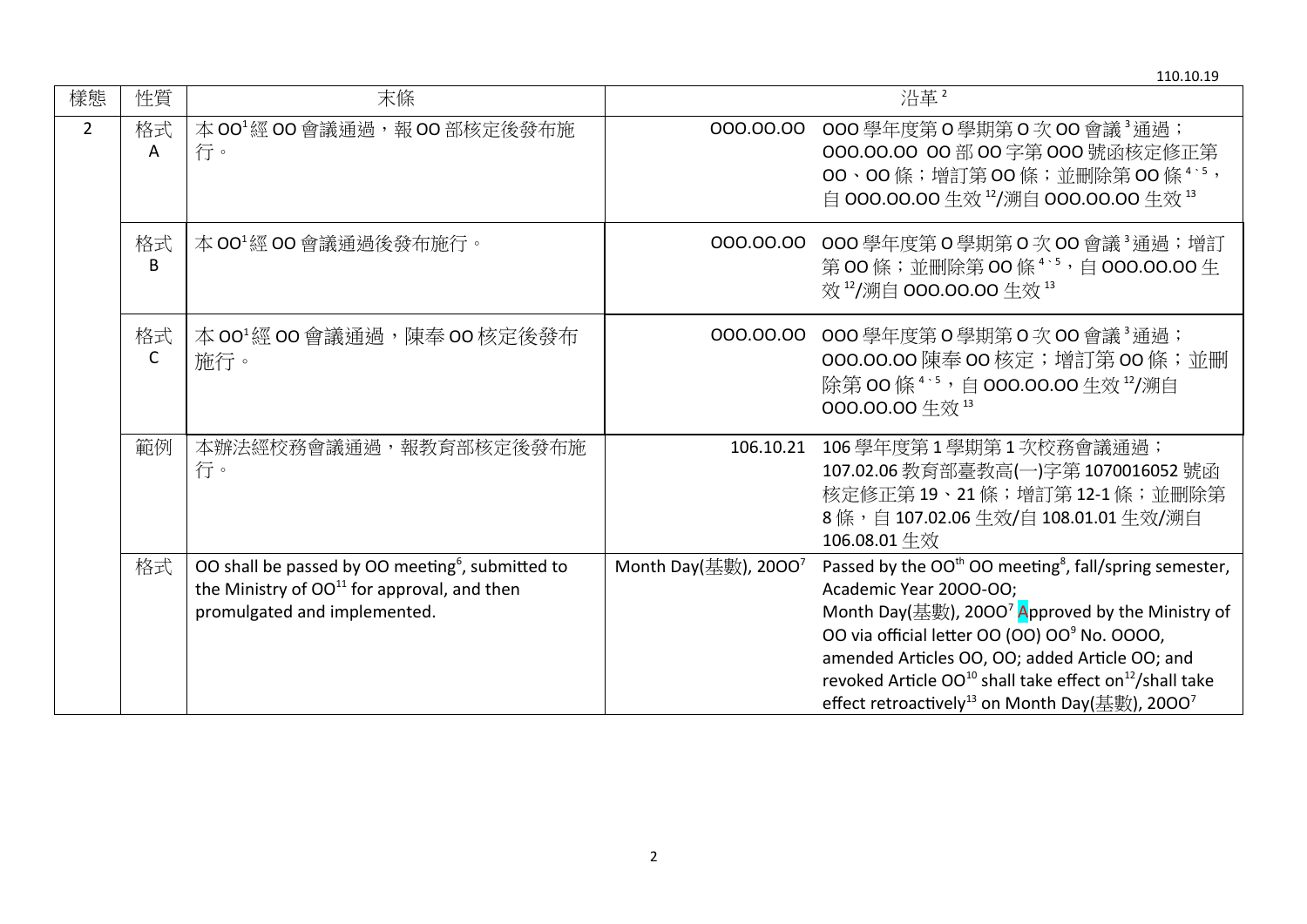110.10.19

| 樣態 | 性質 | 末條 | 沿革[2] | |
|---|---|---|---|---|
| 2 | 格式A | 本OO[1]經OO會議通過，報OO部核定後發布施行。 | OOO.OO.OO | OOO學年度第O學期第O次OO會議[3]通過；OOO.OO.OO OO部OO字第OOO號函核定修正第OO、OO條；增訂第OO條；並刪除第OO條[4、5]，自OOO.OO.OO生效[12]/溯自OOO.OO.OO生效[13] |
| | 格式B | 本OO[1]經OO會議通過後發布施行。 | OOO.OO.OO | OOO學年度第O學期第O次OO會議[3]通過；增訂第OO條；並刪除第OO條[4、5]，自OOO.OO.OO生效[12]/溯自OOO.OO.OO生效[13] |
| | 格式C | 本OO[1]經OO會議通過，陳奉OO核定後發布施行。 | OOO.OO.OO | OOO學年度第O學期第O次OO會議[3]通過；OOO.OO.OO陳奉OO核定；增訂第OO條；並刪除第OO條[4、5]，自OOO.OO.OO生效[12]/溯自OOO.OO.OO生效[13] |
| | 範例 | 本辦法經校務會議通過，報教育部核定後發布施行。 | 106.10.21 | 106學年度第1學期第1次校務會議通過；107.02.06教育部臺教高(一)字第1070016052號函核定修正第19、21條；增訂第12-1條；並刪除第8條，自107.02.06生效/自108.01.01生效/溯自106.08.01生效 |
| | 格式 | OO shall be passed by OO meeting[6], submitted to the Ministry of OO[11] for approval, and then promulgated and implemented. | Month Day(基數), 20OO[7] | Passed by the OO$^{th}$ OO meeting[8], fall/spring semester, Academic Year 20OO-OO;<br>Month Day(基數), 20OO[7] Approved by the Ministry of OO via official letter OO (OO) OO[9] No. OOOO, amended Articles OO, OO; added Article OO; and revoked Article OO[10] shall take effect on[12]/shall take effect retroactively[13] on Month Day(基數), 20OO[7] |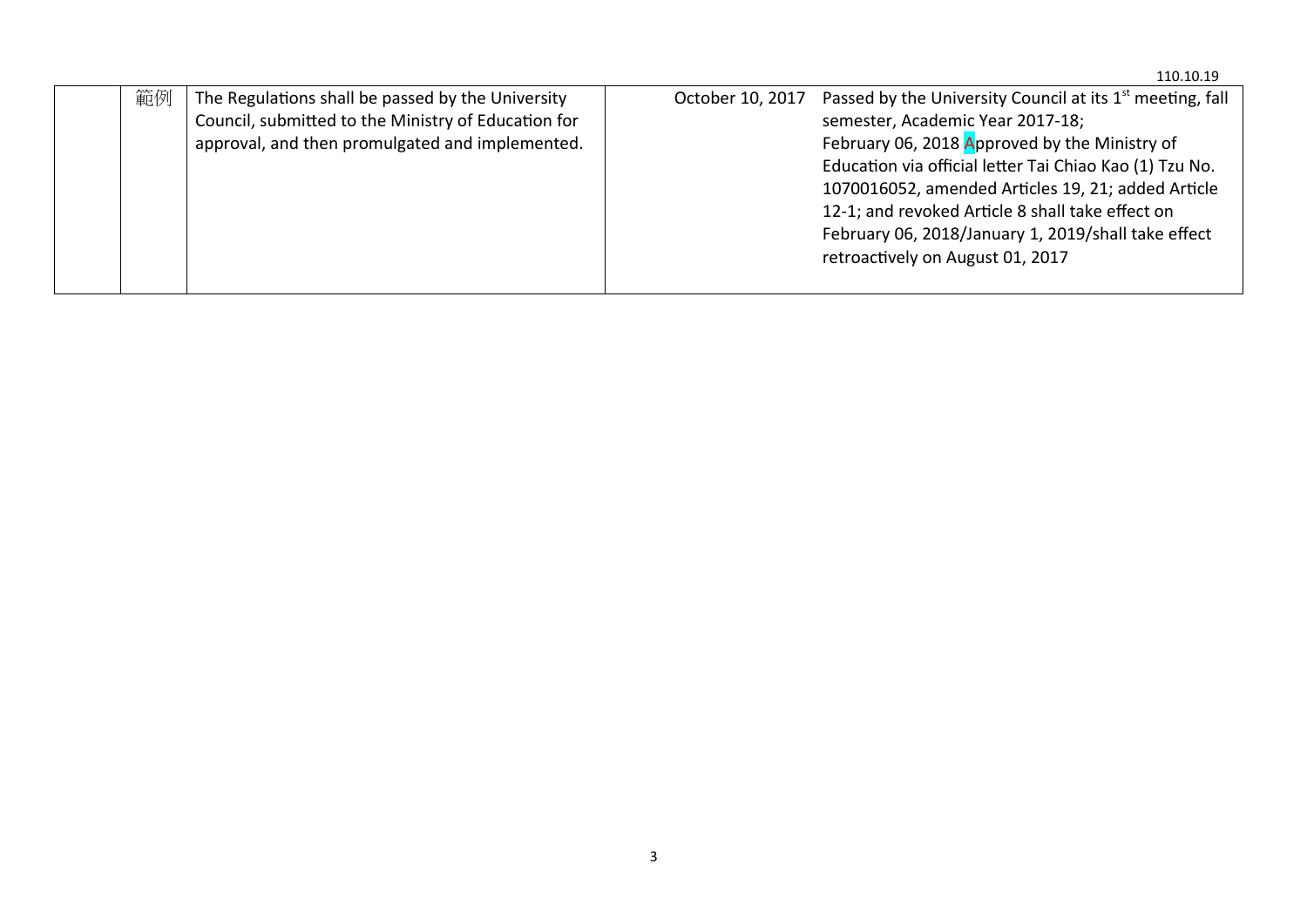110.10.19

|  |  |  |  |  |
|---|---|---|---|---|
|  | 範例 | The Regulations shall be passed by the University Council, submitted to the Ministry of Education for approval, and then promulgated and implemented. | October 10, 2017 | Passed by the University Council at its 1st meeting, fall semester, Academic Year 2017-18;<br>February 06, 2018 Approved by the Ministry of Education via official letter Tai Chiao Kao (1) Tzu No. 1070016052, amended Articles 19, 21; added Article 12-1; and revoked Article 8 shall take effect on February 06, 2018/January 1, 2019/shall take effect retroactively on August 01, 2017 |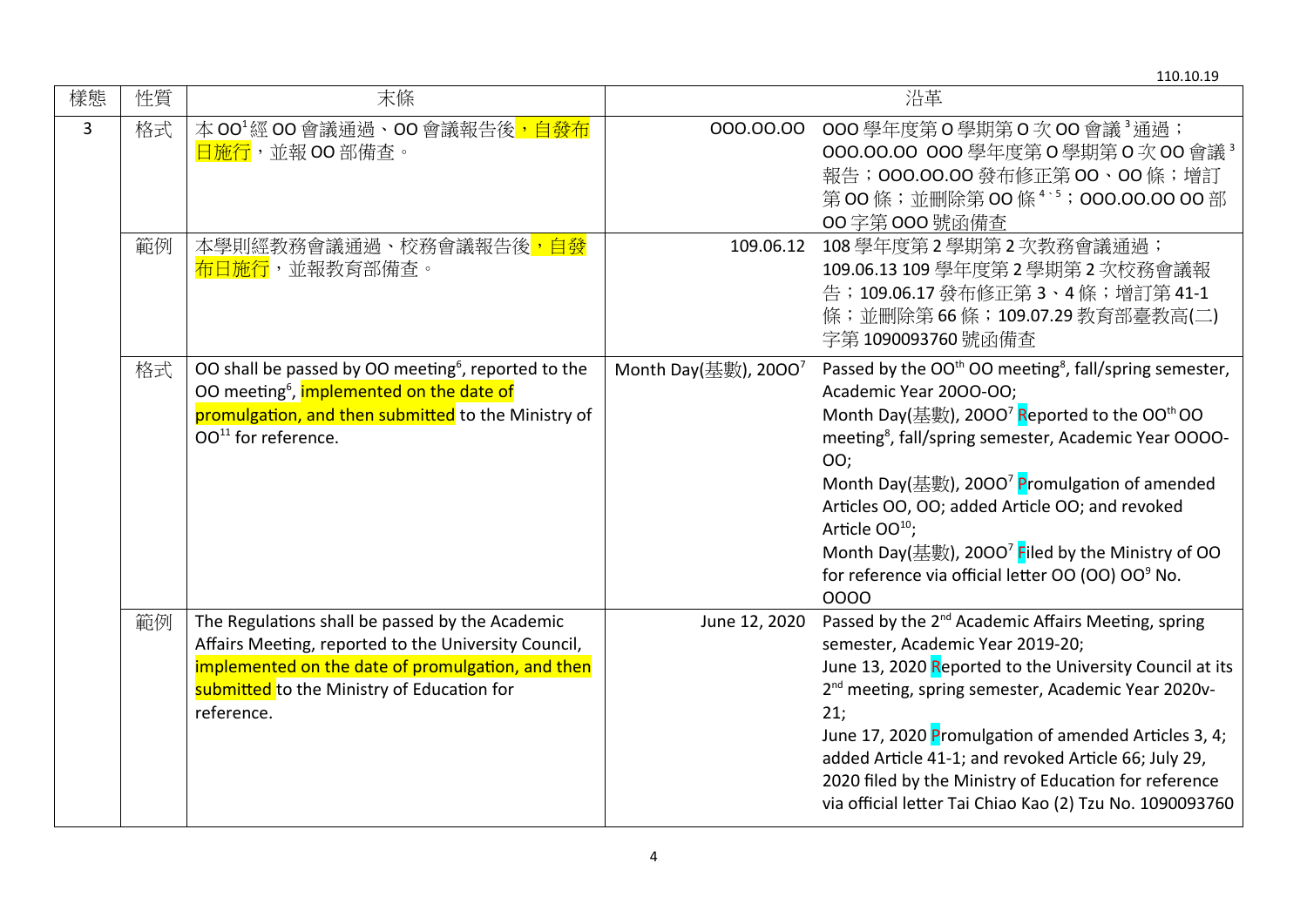110.10.19

| 樣態 | 性質 | 末條 | 沿革 | |
|---|---|---|---|---|
| 3 | 格式 | 本OO[1]經OO會議通過、OO會議報告後，自發布日施行，並報OO部備查。 | OOO.OO.OO | OOO學年度第O學期第O次OO會議[3]通過；OOO.OO.OO OOO學年度第O學期第O次OO會議[3]報告；OOO.OO.OO發布修正第OO、OO條；增訂第OO條；並刪除第OO條[4、5]；OOO.OO.OO OO部OO字第OOO號函備查 |
| | 範例 | 本學則經教務會議通過、校務會議報告後，自發布日施行，並報教育部備查。 | 109.06.12 | 108學年度第2學期第2次教務會議通過；109.06.13 109學年度第2學期第2次校務會議報告；109.06.17發布修正第3、4條；增訂第41-1條；並刪除第66條；109.07.29教育部臺教高(二)字第1090093760號函備查 |
| | 格式 | OO shall be passed by OO meeting[6], reported to the OO meeting[6], implemented on the date of promulgation, and then submitted to the Ministry of OO[11] for reference. | Month Day(基數), 20OO[7] | Passed by the OO$^{th}$ OO meeting[8], fall/spring semester, Academic Year 20OO-OO;<br>Month Day(基數), 20OO[7] Reported to the OO$^{th}$ OO meeting[8], fall/spring semester, Academic Year OOOO-OO;<br>Month Day(基數), 20OO[7] Promulgation of amended Articles OO, OO; added Article OO; and revoked Article OO[10];<br>Month Day(基數), 20OO[7] Filed by the Ministry of OO for reference via official letter OO (OO) OO[9] No. OOOO |
| | 範例 | The Regulations shall be passed by the Academic Affairs Meeting, reported to the University Council, implemented on the date of promulgation, and then submitted to the Ministry of Education for reference. | June 12, 2020 | Passed by the 2$^{nd}$ Academic Affairs Meeting, spring semester, Academic Year 2019-20;<br>June 13, 2020 Reported to the University Council at its 2$^{nd}$ meeting, spring semester, Academic Year 2020v-21;<br>June 17, 2020 Promulgation of amended Articles 3, 4; added Article 41-1; and revoked Article 66; July 29, 2020 filed by the Ministry of Education for reference via official letter Tai Chiao Kao (2) Tzu No. 1090093760 |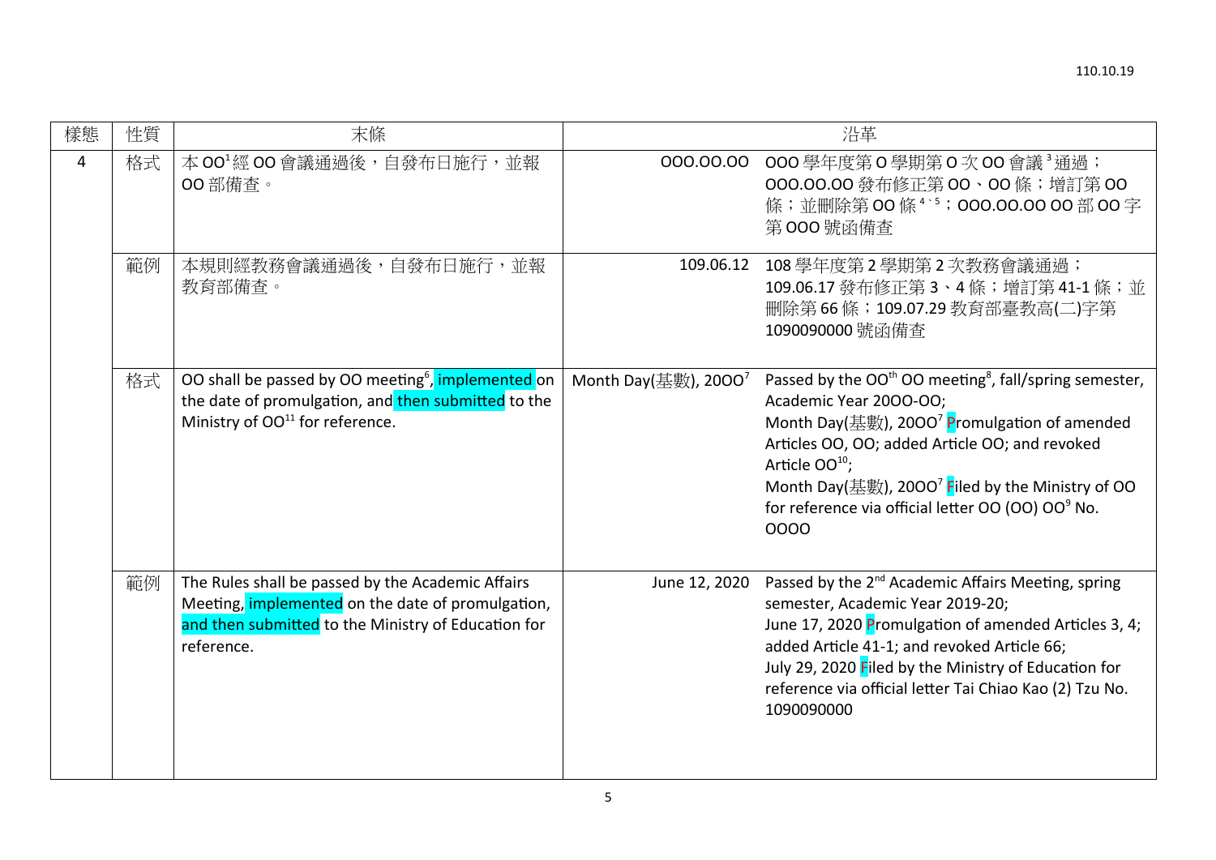| 樣態 | 性質 | 末條 | 沿革 | |
|---|---|---|---|---|
| 4 | 格式 | 本OO[1]經OO會議通過後，自發布日施行，並報OO部備查。 | OOO.OO.OO | OOO學年度第O學期第O次OO會議[3]通過；OOO.OO.OO發布修正第OO、OO條；增訂第OO條；並刪除第OO條[4、5]；OOO.OO.OO OO部OO字第OOO號函備查 |
| | 範例 | 本規則經教務會議通過後，自發布日施行，並報教育部備查。 | 109.06.12 | 108學年度第2學期第2次教務會議通過；109.06.17發布修正第3、4條；增訂第41-1條；並刪除第66條；109.07.29教育部臺教高(二)字第1090090000號函備查 |
| | 格式 | OO shall be passed by OO meeting[6], implemented on the date of promulgation, and then submitted to the Ministry of OO[11] for reference. | Month Day(基數), 20OO[7] | Passed by the OO[th] OO meeting[8], fall/spring semester, Academic Year 20OO-OO;<br>Month Day(基數), 20OO[7] Promulgation of amended Articles OO, OO; added Article OO; and revoked Article OO[10];<br>Month Day(基數), 20OO[7] Filed by the Ministry of OO for reference via official letter OO (OO) OO[9] No. OOOO |
| | 範例 | The Rules shall be passed by the Academic Affairs Meeting, implemented on the date of promulgation, and then submitted to the Ministry of Education for reference. | June 12, 2020 | Passed by the 2nd Academic Affairs Meeting, spring semester, Academic Year 2019-20;<br>June 17, 2020 Promulgation of amended Articles 3, 4; added Article 41-1; and revoked Article 66;<br>July 29, 2020 Filed by the Ministry of Education for reference via official letter Tai Chiao Kao (2) Tzu No. 1090090000 |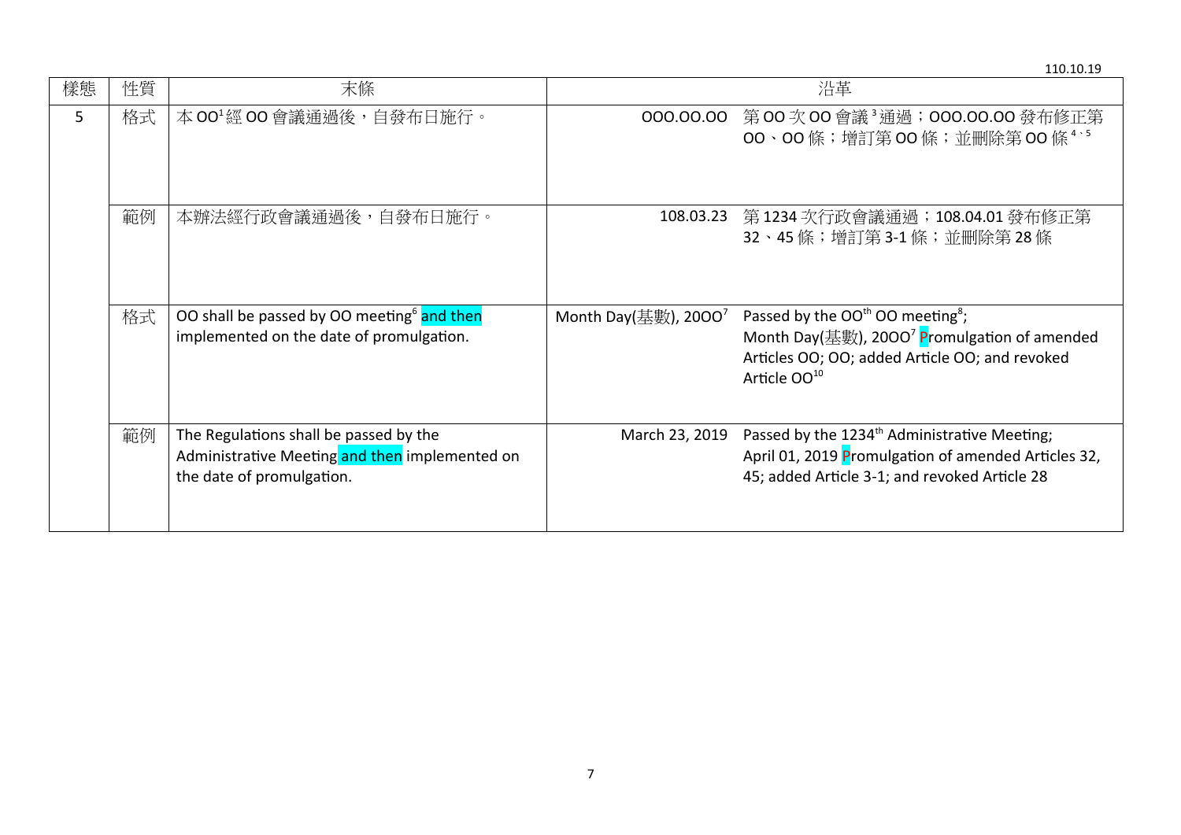110.10.19

| 樣態 | 性質 | 末條 | 沿革 | |
|---|---|---|---|---|
| 5 | 格式 | 本OO[1]經OO會議通過後，自發布日施行。 | OOO.OO.OO | 第OO次OO會議[3]通過；OOO.OO.OO發布修正第OO、OO條；增訂第OO條；並刪除第OO條[4、5] |
| | 範例 | 本辦法經行政會議通過後，自發布日施行。 | 108.03.23 | 第1234次行政會議通過；108.04.01發布修正第32、45條；增訂第3-1條；並刪除第28條 |
| | 格式 | OO shall be passed by OO meeting[6] and then implemented on the date of promulgation. | Month Day(基數), 20OO[7] | Passed by the OO$^{th}$ OO meeting[8]; Month Day(基數), 20OO[7] Promulgation of amended Articles OO; OO; added Article OO; and revoked Article OO[10] |
| | 範例 | The Regulations shall be passed by the Administrative Meeting and then implemented on the date of promulgation. | March 23, 2019 | Passed by the 1234$^{th}$ Administrative Meeting; April 01, 2019 Promulgation of amended Articles 32, 45; added Article 3-1; and revoked Article 28 |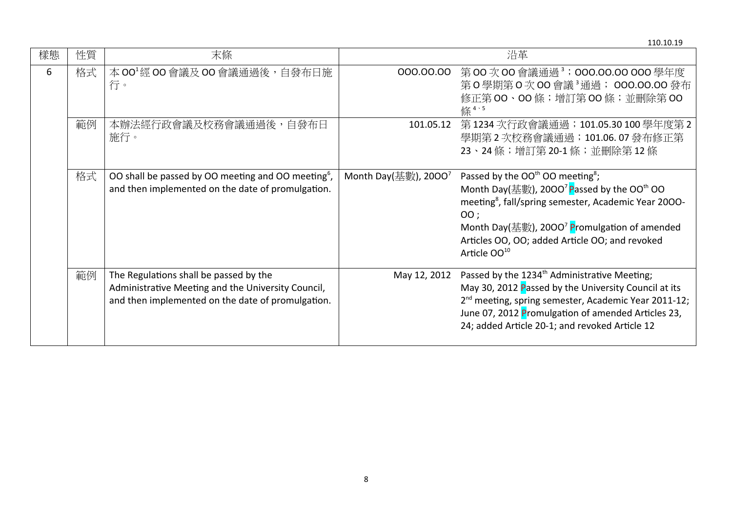110.10.19

| 樣態 | 性質 | 末條 | 沿革 | |
|---|---|---|---|---|
| 6 | 格式 | 本OO[1]經OO會議及OO會議通過後，自發布日施行。 | OOO.OO.OO | 第OO次OO會議通過[3]；OOO.OO.OO OOO學年度第O學期第O次OO會議[3]通過；OOO.OO.OO發布修正第OO、OO條；增訂第OO條；並刪除第OO條[4、5] |
| | 範例 | 本辦法經行政會議及校務會議通過後，自發布日施行。 | 101.05.12 | 第1234次行政會議通過；101.05.30 100學年度第2學期第2次校務會議通過；101.06. 07發布修正第23、24條；增訂第20-1條；並刪除第12條 |
| | 格式 | OO shall be passed by OO meeting and OO meeting[6], and then implemented on the date of promulgation. | Month Day(基數), 20OO[7] | Passed by the OO$^{th}$ OO meeting[8];<br>Month Day(基數), 20OO[7] Passed by the OO$^{th}$ OO meeting[8], fall/spring semester, Academic Year 20OO-OO ;<br>Month Day(基數), 20OO[7] Promulgation of amended Articles OO, OO; added Article OO; and revoked Article OO[10] |
| | 範例 | The Regulations shall be passed by the Administrative Meeting and the University Council, and then implemented on the date of promulgation. | May 12, 2012 | Passed by the 1234$^{th}$ Administrative Meeting;<br>May 30, 2012 Passed by the University Council at its 2$^{nd}$ meeting, spring semester, Academic Year 2011-12;<br>June 07, 2012 Promulgation of amended Articles 23, 24; added Article 20-1; and revoked Article 12 |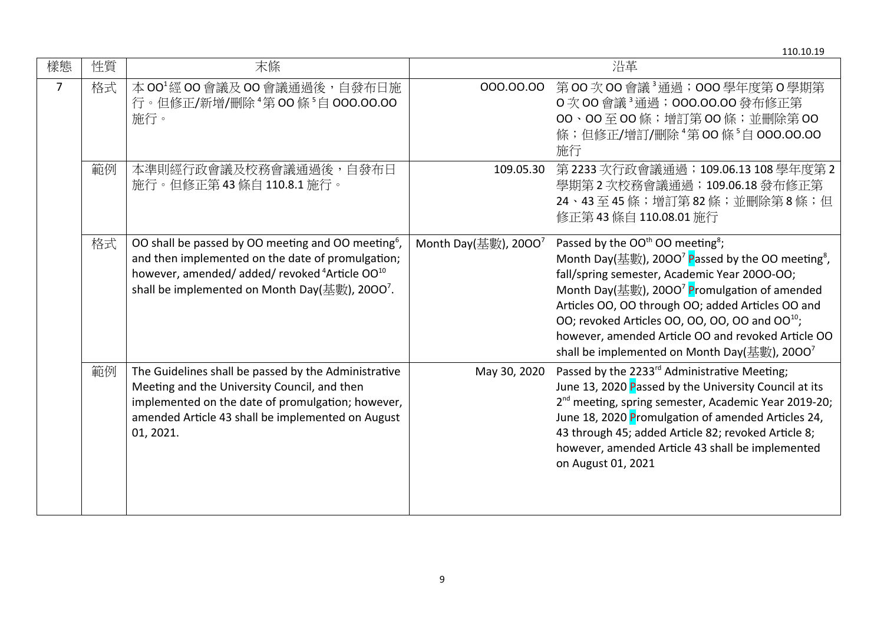110.10.19

| 樣態 | 性質 | 末條 | 沿革 | |
|---|---|---|---|---|
| 7 | 格式 | 本OO[1]經OO會議及OO會議通過後，自發布日施行。但修正/新增/刪除[4]第OO條[5]自OOO.OO.OO施行。 | OOO.OO.OO | 第OO次OO會議[3]通過；OOO學年度第O學期第O次OO會議[3]通過；OOO.OO.OO發布修正第OO、OO至OO條；增訂第OO條；並刪除第OO條；但修正/增訂/刪除[4]第OO條[5]自OOO.OO.OO施行 |
| | 範例 | 本準則經行政會議及校務會議通過後，自發布日施行。但修正第43條自110.8.1施行。 | 109.05.30 | 第2233次行政會議通過；109.06.13 108學年度第2學期第2次校務會議通過；109.06.18發布修正第24、43至45條；增訂第82條；並刪除第8條；但修正第43條自110.08.01施行 |
| | 格式 | OO shall be passed by OO meeting and OO meeting[6], and then implemented on the date of promulgation; however, amended/ added/ revoked [4]Article OO[10] shall be implemented on Month Day(基數), 20OO[7]. | Month Day(基數), 20OO[7] | Passed by the OO$^{th}$ OO meeting[8]; Month Day(基數), 20OO[7] Passed by the OO meeting[8], fall/spring semester, Academic Year 20OO-OO; Month Day(基數), 20OO[7] Promulgation of amended Articles OO, OO through OO; added Articles OO and OO; revoked Articles OO, OO, OO, OO and OO[10]; however, amended Article OO and revoked Article OO shall be implemented on Month Day(基數), 20OO[7] |
| | 範例 | The Guidelines shall be passed by the Administrative Meeting and the University Council, and then implemented on the date of promulgation; however, amended Article 43 shall be implemented on August 01, 2021. | May 30, 2020 | Passed by the 2233$^{rd}$ Administrative Meeting; June 13, 2020 Passed by the University Council at its 2$^{nd}$ meeting, spring semester, Academic Year 2019-20; June 18, 2020 Promulgation of amended Articles 24, 43 through 45; added Article 82; revoked Article 8; however, amended Article 43 shall be implemented on August 01, 2021 |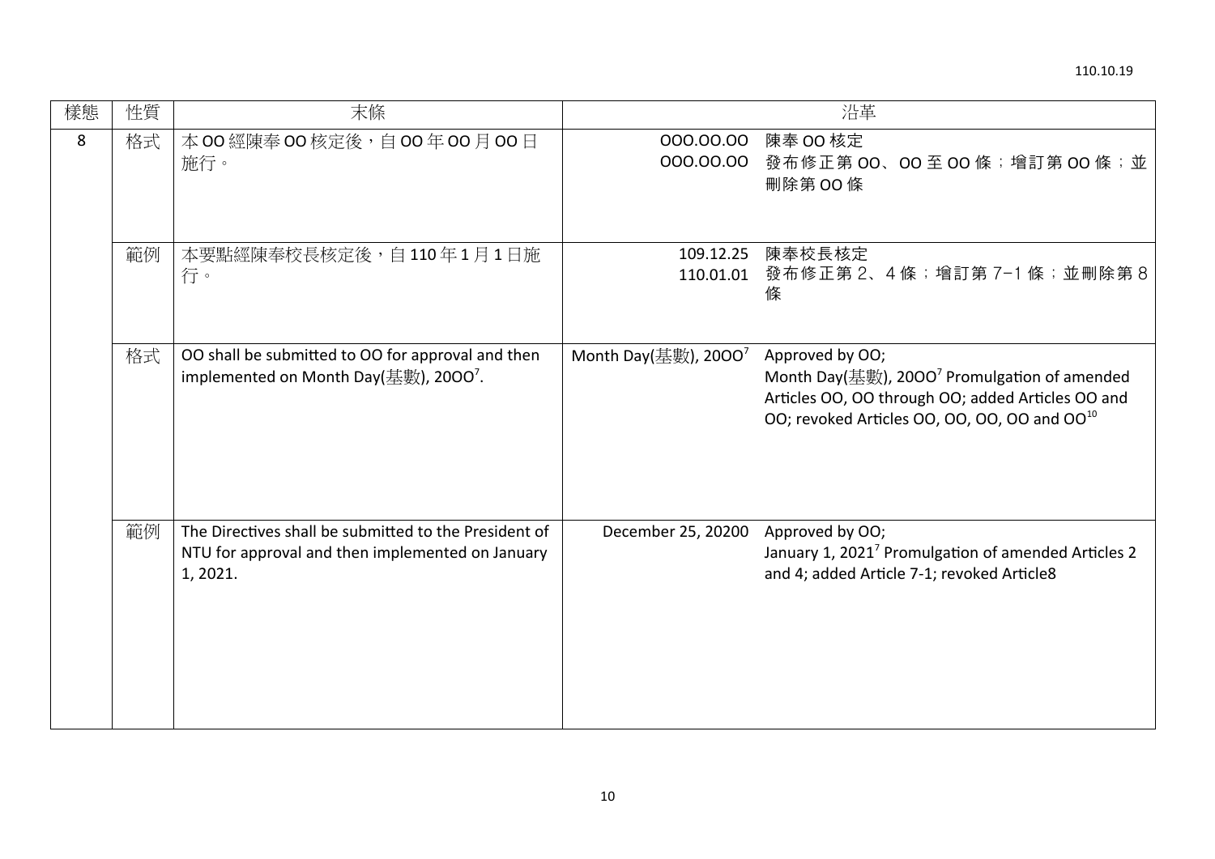110.10.19

| 樣態 | 性質 | 末條 | 沿革 | |
|---|---|---|---|---|
| 8 | 格式 | 本OO經陳奉OO核定後，自OO年OO月OO日施行。 | OOO.OO.OO<br>OOO.OO.OO | 陳奉OO核定<br>發布修正第OO、OO至OO條；增訂第OO條；並刪除第OO條 |
| | 範例 | 本要點經陳奉校長核定後，自110年1月1日施行。 | 109.12.25<br>110.01.01 | 陳奉校長核定<br>發布修正第2、4條；增訂第7-1條；並刪除第8條 |
| | 格式 | OO shall be submitted to OO for approval and then implemented on Month Day(基數), 20OO[7]. | Month Day(基數), 20OO[7] | Approved by OO;<br>Month Day(基數), 20OO[7] Promulgation of amended Articles OO, OO through OO; added Articles OO and OO; revoked Articles OO, OO, OO, OO and OO[10] |
| | 範例 | The Directives shall be submitted to the President of NTU for approval and then implemented on January 1, 2021. | December 25, 20200 | Approved by OO;<br>January 1, 2021[7] Promulgation of amended Articles 2 and 4; added Article 7-1; revoked Article8 |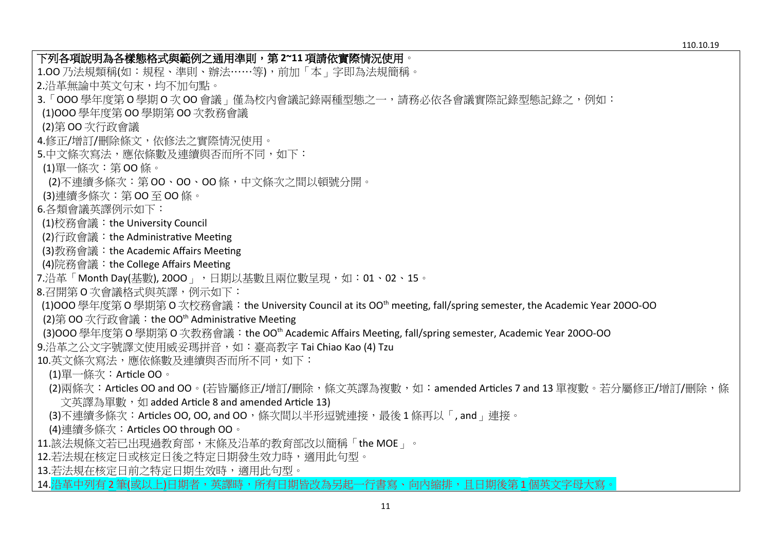**下列各項說明為各樣態格式與範例之通用準則，第 2~11 項請依實際情況使用**。

1.OO 乃法規類稱(如：規程、準則、辦法……等)，前加「本」字即為法規簡稱。

2.沿革無論中英文句末，均不加句點。

3.「OOO 學年度第 O 學期 O 次 OO 會議」僅為校內會議記錄兩種型態之一，請務必依各會議實際記錄型態記錄之，例如：

(1)OOO 學年度第 OO 學期第 OO 次教務會議

(2)第 OO 次行政會議

4.修正/增訂/刪除條文，依修法之實際情況使用。

5.中文條次寫法，應依條數及連續與否而所不同，如下：

(1)單一條次：第 OO 條。

(2)不連續多條次：第 OO、OO、OO 條，中文條次之間以頓號分開。

(3)連續多條次：第 OO 至 OO 條。

6.各類會議英譯例示如下：

(1)校務會議：the University Council

(2)行政會議：the Administrative Meeting

(3)教務會議：the Academic Affairs Meeting

(4)院務會議：the College Affairs Meeting

7.沿革「Month Day(基數), 20OO」，日期以基數且兩位數呈現，如：01、02、15。

8.召開第 O 次會議格式與英譯，例示如下：

(1)OOO 學年度第 O 學期第 O 次校務會議：the University Council at its OO$^{th}$ meeting, fall/spring semester, the Academic Year 20OO-OO

(2)第 OO 次行政會議：the OO$^{th}$ Administrative Meeting

(3)OOO 學年度第 O 學期第 O 次教務會議：the OO$^{th}$ Academic Affairs Meeting, fall/spring semester, Academic Year 20OO-OO

9.沿革之公文字號譯文使用威妥瑪拼音，如：臺高教字 Tai Chiao Kao (4) Tzu

10.英文條次寫法，應依條數及連續與否而所不同，如下：

(1)單一條次：Article OO。

(2)兩條次：Articles OO and OO。(若皆屬修正/增訂/刪除，條文英譯為複數，如：amended Articles 7 and 13 單複數。若分屬修正/增訂/刪除，條文英譯為單數，如 added Article 8 and amended Article 13)

(3)不連續多條次：Articles OO, OO, and OO，條次間以半形逗號連接，最後 1 條再以「, and」連接。

(4)連續多條次：Articles OO through OO。

11.該法規條文若已出現過教育部，末條及沿革的教育部改以簡稱「the MOE」。

12.若法規在核定日或核定日後之特定日期發生效力時，適用此句型。

13.若法規在核定日前之特定日期生效時，適用此句型。

14.沿革中列有 2 筆(或以上)日期者，英譯時，所有日期皆改為另起一行書寫、向內縮排，且日期後第 1 個英文字母大寫。